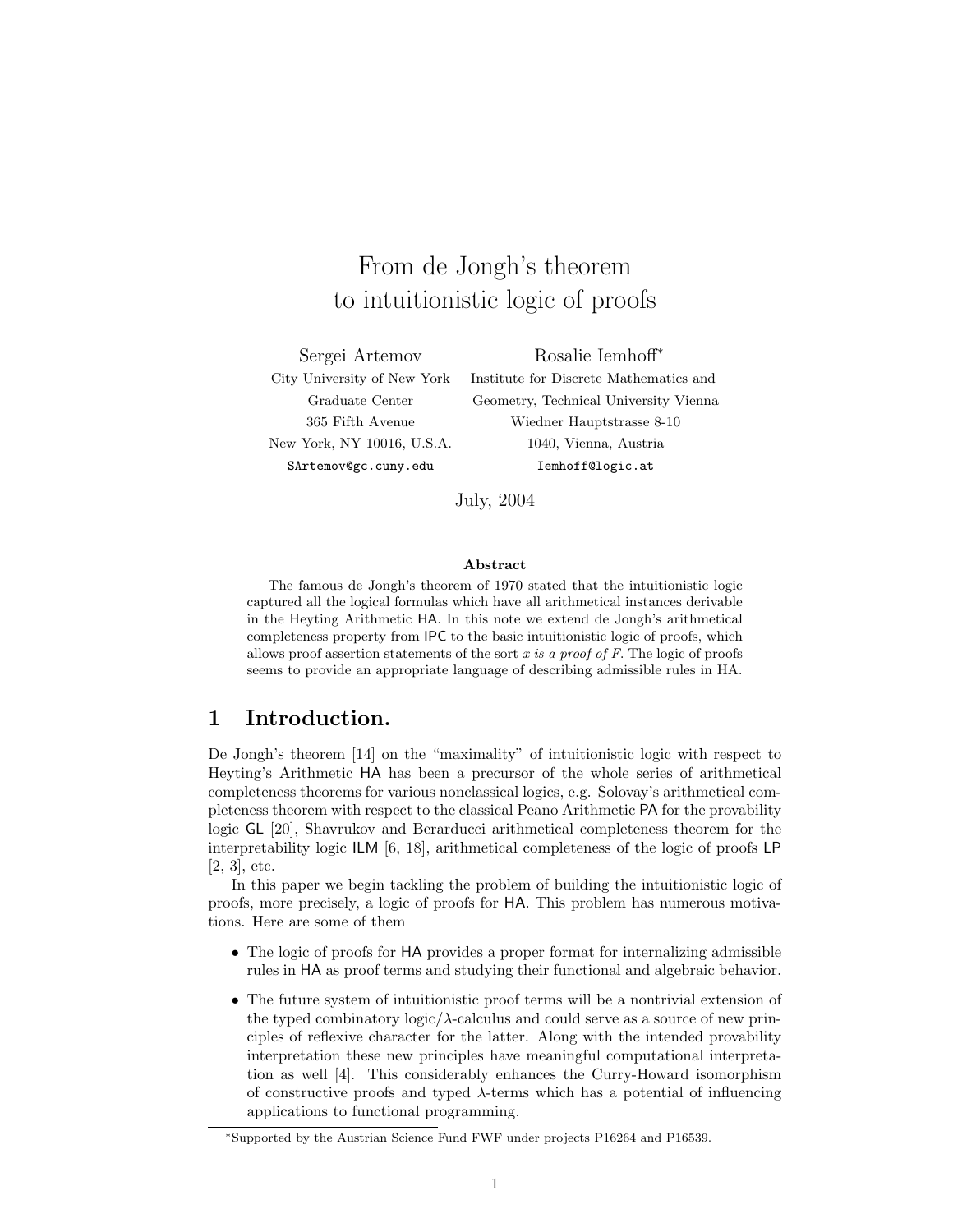# From de Jongh's theorem to intuitionistic logic of proofs

Sergei Artemov
City University of New York
Graduate Center
365 Fifth Avenue
New York, NY 10016, U.S.A.
SArtemov@gc.cuny.edu

Rosalie Iemhoff*
Institute for Discrete Mathematics and
Geometry, Technical University Vienna
Wiedner Hauptstrasse 8-10
1040, Vienna, Austria
Iemhoff@logic.at

July, 2004

**Abstract**

The famous de Jongh's theorem of 1970 stated that the intuitionistic logic captured all the logical formulas which have all arithmetical instances derivable in the Heyting Arithmetic HA. In this note we extend de Jongh's arithmetical completeness property from IPC to the basic intuitionistic logic of proofs, which allows proof assertion statements of the sort *x is a proof of F*. The logic of proofs seems to provide an appropriate language of describing admissible rules in HA.

## 1 Introduction.

De Jongh's theorem [14] on the "maximality" of intuitionistic logic with respect to Heyting's Arithmetic HA has been a precursor of the whole series of arithmetical completeness theorems for various nonclassical logics, e.g. Solovay's arithmetical completeness theorem with respect to the classical Peano Arithmetic PA for the provability logic GL [20], Shavrukov and Berarducci arithmetical completeness theorem for the interpretability logic ILM [6, 18], arithmetical completeness of the logic of proofs LP [2, 3], etc.

In this paper we begin tackling the problem of building the intuitionistic logic of proofs, more precisely, a logic of proofs for HA. This problem has numerous motivations. Here are some of them

- The logic of proofs for HA provides a proper format for internalizing admissible rules in HA as proof terms and studying their functional and algebraic behavior.
- The future system of intuitionistic proof terms will be a nontrivial extension of the typed combinatory logic/$\lambda$-calculus and could serve as a source of new principles of reflexive character for the latter. Along with the intended provability interpretation these new principles have meaningful computational interpretation as well [4]. This considerably enhances the Curry-Howard isomorphism of constructive proofs and typed $\lambda$-terms which has a potential of influencing applications to functional programming.

*Supported by the Austrian Science Fund FWF under projects P16264 and P16539.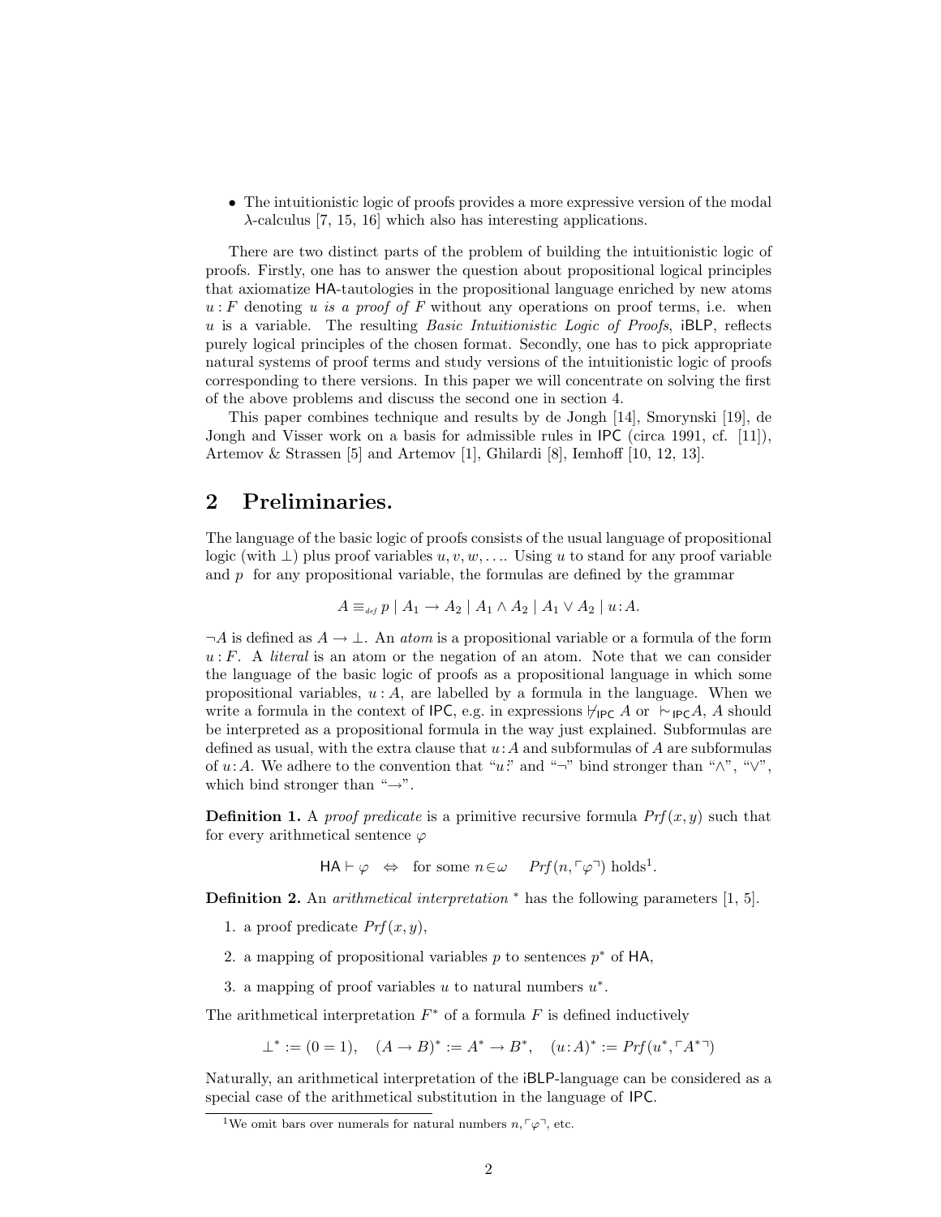- The intuitionistic logic of proofs provides a more expressive version of the modal $\lambda$-calculus [7, 15, 16] which also has interesting applications.

There are two distinct parts of the problem of building the intuitionistic logic of proofs. Firstly, one has to answer the question about propositional logical principles that axiomatize HA-tautologies in the propositional language enriched by new atoms $u:F$ denoting *u is a proof of F* without any operations on proof terms, i.e. when $u$ is a variable. The resulting *Basic Intuitionistic Logic of Proofs*, iBLP, reflects purely logical principles of the chosen format. Secondly, one has to pick appropriate natural systems of proof terms and study versions of the intuitionistic logic of proofs corresponding to there versions. In this paper we will concentrate on solving the first of the above problems and discuss the second one in section 4.

This paper combines technique and results by de Jongh [14], Smorynski [19], de Jongh and Visser work on a basis for admissible rules in IPC (circa 1991, cf. [11]), Artemov & Strassen [5] and Artemov [1], Ghilardi [8], Iemhoff [10, 12, 13].

## 2 Preliminaries.

The language of the basic logic of proofs consists of the usual language of propositional logic (with $\bot$) plus proof variables $u, v, w, \ldots$. Using $u$ to stand for any proof variable and $p$ for any propositional variable, the formulas are defined by the grammar

$$A \equiv_{def} p \mid A_1 \to A_2 \mid A_1 \wedge A_2 \mid A_1 \vee A_2 \mid u:A.$$

$\neg A$ is defined as $A \to \bot$. An *atom* is a propositional variable or a formula of the form $u:F$. A *literal* is an atom or the negation of an atom. Note that we can consider the language of the basic logic of proofs as a propositional language in which some propositional variables, $u:A$, are labelled by a formula in the language. When we write a formula in the context of IPC, e.g. in expressions $\nvdash_{\mathsf{IPC}} A$ or $\vdash_{\mathsf{IPC}} A$, $A$ should be interpreted as a propositional formula in the way just explained. Subformulas are defined as usual, with the extra clause that $u:A$ and subformulas of $A$ are subformulas of $u:A$. We adhere to the convention that "$u$:" and "$\neg$" bind stronger than "$\wedge$", "$\vee$", which bind stronger than "$\to$".

**Definition 1.** A *proof predicate* is a primitive recursive formula $Prf(x, y)$ such that for every arithmetical sentence $\varphi$

$$\mathsf{HA} \vdash \varphi \quad \Leftrightarrow \quad \text{for some } n \in \omega \quad Prf(n, \ulcorner\varphi\urcorner) \text{ holds}[1].$$

**Definition 2.** An *arithmetical interpretation* $^*$ has the following parameters [1, 5].

1. a proof predicate $Prf(x, y)$,
2. a mapping of propositional variables $p$ to sentences $p^*$ of HA,
3. a mapping of proof variables $u$ to natural numbers $u^*$.

The arithmetical interpretation $F^*$ of a formula $F$ is defined inductively

$$\bot^* := (0 = 1), \quad (A \to B)^* := A^* \to B^*, \quad (u:A)^* := Prf(u^*, \ulcorner A^{*}\urcorner)$$

Naturally, an arithmetical interpretation of the iBLP-language can be considered as a special case of the arithmetical substitution in the language of IPC.

[1] We omit bars over numerals for natural numbers $n, \ulcorner\varphi\urcorner$, etc.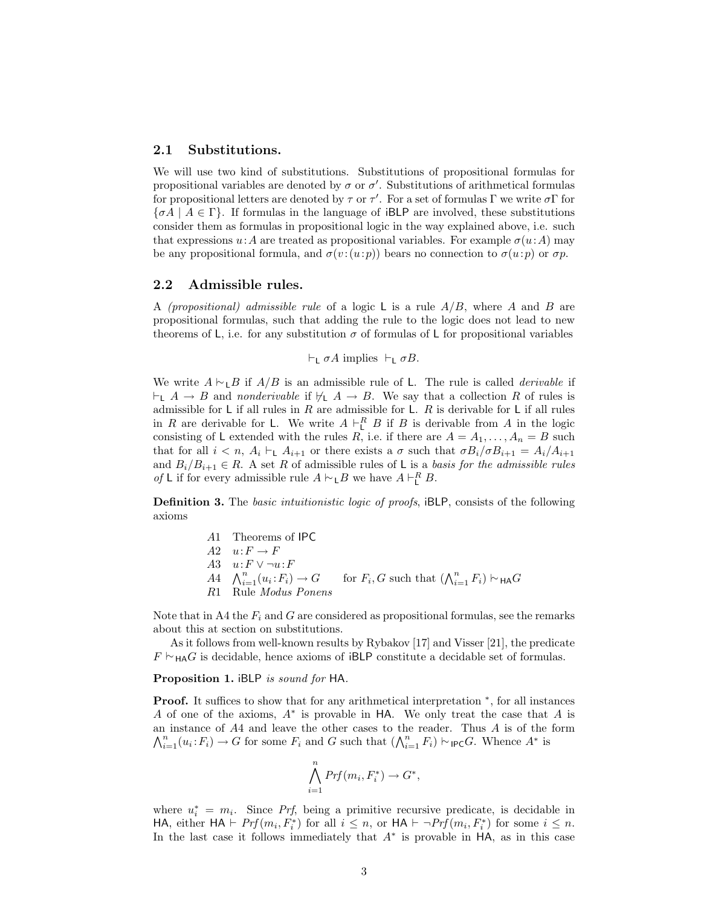### 2.1 Substitutions.

We will use two kind of substitutions. Substitutions of propositional formulas for propositional variables are denoted by $\sigma$ or $\sigma'$. Substitutions of arithmetical formulas for propositional letters are denoted by $\tau$ or $\tau'$. For a set of formulas $\Gamma$ we write $\sigma\Gamma$ for $\{\sigma A \mid A \in \Gamma\}$. If formulas in the language of iBLP are involved, these substitutions consider them as formulas in propositional logic in the way explained above, i.e. such that expressions $u{:}A$ are treated as propositional variables. For example $\sigma(u{:}A)$ may be any propositional formula, and $\sigma(v{:}(u{:}p))$ bears no connection to $\sigma(u{:}p)$ or $\sigma p$.

### 2.2 Admissible rules.

A *(propositional) admissible rule* of a logic L is a rule $A/B$, where $A$ and $B$ are propositional formulas, such that adding the rule to the logic does not lead to new theorems of L, i.e. for any substitution $\sigma$ of formulas of L for propositional variables

$$\vdash_{\mathsf{L}} \sigma A \text{ implies } \vdash_{\mathsf{L}} \sigma B.$$

We write $A \mathrel{|\!\!\sim}_{\mathsf{L}} B$ if $A/B$ is an admissible rule of L. The rule is called *derivable* if $\vdash_{\mathsf{L}} A \to B$ and *nonderivable* if $\nvdash_{\mathsf{L}} A \to B$. We say that a collection $R$ of rules is admissible for L if all rules in $R$ are admissible for L. $R$ is derivable for L if all rules in $R$ are derivable for L. We write $A \vdash_{\mathsf{L}}^{R} B$ if $B$ is derivable from $A$ in the logic consisting of L extended with the rules $R$, i.e. if there are $A = A_1, \dots, A_n = B$ such that for all $i < n$, $A_i \vdash_{\mathsf{L}} A_{i+1}$ or there exists a $\sigma$ such that $\sigma B_i/\sigma B_{i+1} = A_i/A_{i+1}$ and $B_i/B_{i+1} \in R$. A set $R$ of admissible rules of L is a *basis for the admissible rules of* L if for every admissible rule $A \mathrel{|\!\!\sim}_{\mathsf{L}} B$ we have $A \vdash_{\mathsf{L}}^{R} B$.

**Definition 3.** The *basic intuitionistic logic of proofs*, iBLP, consists of the following axioms

- $A1$ Theorems of IPC
- $A2$ $u{:}F \to F$
- $A3$ $u{:}F \vee \neg u{:}F$
- $A4$ $\bigwedge_{i=1}^{n}(u_i{:}F_i) \to G$ for $F_i, G$ such that $(\bigwedge_{i=1}^{n} F_i) \mathrel{|\!\!\sim}_{\mathsf{HA}} G$
- $R1$ Rule *Modus Ponens*

Note that in A4 the $F_i$ and $G$ are considered as propositional formulas, see the remarks about this at section on substitutions.

As it follows from well-known results by Rybakov [17] and Visser [21], the predicate $F \mathrel{|\!\!\sim}_{\mathsf{HA}} G$ is decidable, hence axioms of iBLP constitute a decidable set of formulas.

**Proposition 1.** *iBLP is sound for HA.*

**Proof.** It suffices to show that for any arithmetical interpretation $^*$, for all instances $A$ of one of the axioms, $A^*$ is provable in HA. We only treat the case that $A$ is an instance of $A4$ and leave the other cases to the reader. Thus $A$ is of the form $\bigwedge_{i=1}^{n}(u_i{:}F_i) \to G$ for some $F_i$ and $G$ such that $(\bigwedge_{i=1}^{n} F_i) \mathrel{|\!\!\sim}_{\mathsf{IPC}} G$. Whence $A^*$ is

$$\bigwedge_{i=1}^{n} Prf(m_i, F_i^*) \to G^*,$$

where $u_i^* = m_i$. Since *Prf*, being a primitive recursive predicate, is decidable in HA, either $\mathsf{HA} \vdash Prf(m_i, F_i^*)$ for all $i \le n$, or $\mathsf{HA} \vdash \neg Prf(m_i, F_i^*)$ for some $i \le n$. In the last case it follows immediately that $A^*$ is provable in HA, as in this case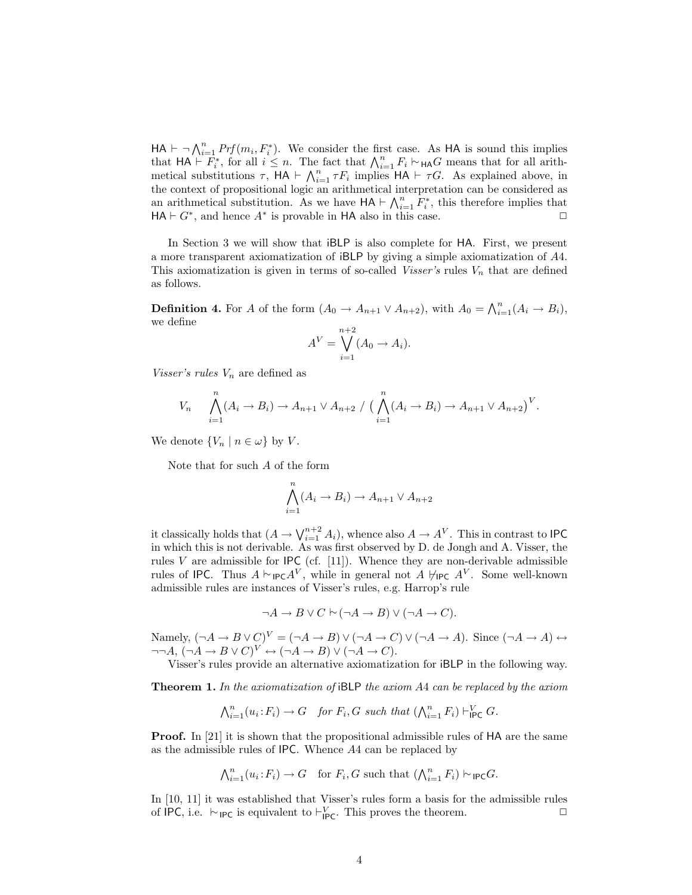$\mathsf{HA} \vdash \neg \bigwedge_{i=1}^n Prf(m_i, F_i^*)$. We consider the first case. As $\mathsf{HA}$ is sound this implies that $\mathsf{HA} \vdash F_i^*$, for all $i \leq n$. The fact that $\bigwedge_{i=1}^n F_i \mathrel{|\!\sim}_{\mathsf{HA}} G$ means that for all arithmetical substitutions $\tau$, $\mathsf{HA} \vdash \bigwedge_{i=1}^n \tau F_i$ implies $\mathsf{HA} \vdash \tau G$. As explained above, in the context of propositional logic an arithmetical interpretation can be considered as an arithmetical substitution. As we have $\mathsf{HA} \vdash \bigwedge_{i=1}^n F_i^*$, this therefore implies that $\mathsf{HA} \vdash G^*$, and hence $A^*$ is provable in $\mathsf{HA}$ also in this case. □

In Section 3 we will show that iBLP is also complete for HA. First, we present a more transparent axiomatization of iBLP by giving a simple axiomatization of $A4$. This axiomatization is given in terms of so-called *Visser's* rules $V_n$ that are defined as follows.

**Definition 4.** For $A$ of the form $(A_0 \to A_{n+1} \vee A_{n+2})$, with $A_0 = \bigwedge_{i=1}^n (A_i \to B_i)$, we define

$$A^V = \bigvee_{i=1}^{n+2} (A_0 \to A_i).$$

*Visser's rules* $V_n$ are defined as

$$V_n \qquad \bigwedge_{i=1}^n (A_i \to B_i) \to A_{n+1} \vee A_{n+2} \ / \ \big(\bigwedge_{i=1}^n (A_i \to B_i) \to A_{n+1} \vee A_{n+2}\big)^V.$$

We denote $\{V_n \mid n \in \omega\}$ by $V$.

Note that for such $A$ of the form

$$\bigwedge_{i=1}^n (A_i \to B_i) \to A_{n+1} \vee A_{n+2}$$

it classically holds that $(A \to \bigvee_{i=1}^{n+2} A_i)$, whence also $A \to A^V$. This in contrast to IPC in which this is not derivable. As was first observed by D. de Jongh and A. Visser, the rules $V$ are admissible for IPC (cf. [11]). Whence they are non-derivable admissible rules of IPC. Thus $A \mathrel{|\!\sim}_{\mathsf{IPC}} A^V$, while in general not $A \nvdash_{\mathsf{IPC}} A^V$. Some well-known admissible rules are instances of Visser's rules, e.g. Harrop's rule

$$\neg A \to B \vee C \mathrel{|\!\sim} (\neg A \to B) \vee (\neg A \to C).$$

Namely, $(\neg A \to B \vee C)^V = (\neg A \to B) \vee (\neg A \to C) \vee (\neg A \to A)$. Since $(\neg A \to A) \leftrightarrow \neg\neg A$, $(\neg A \to B \vee C)^V \leftrightarrow (\neg A \to B) \vee (\neg A \to C)$.

Visser's rules provide an alternative axiomatization for iBLP in the following way.

**Theorem 1.** *In the axiomatization of* iBLP *the axiom* $A4$ *can be replaced by the axiom*

$$\textstyle\bigwedge_{i=1}^n (u_i{:}F_i) \to G \quad \textit{for } F_i, G \textit{ such that } (\bigwedge_{i=1}^n F_i) \vdash_{\mathsf{IPC}}^V G.$$

**Proof.** In [21] it is shown that the propositional admissible rules of HA are the same as the admissible rules of IPC. Whence $A4$ can be replaced by

$$\textstyle\bigwedge_{i=1}^n (u_i{:}F_i) \to G \quad \text{for } F_i, G \text{ such that } (\bigwedge_{i=1}^n F_i) \mathrel{|\!\sim}_{\mathsf{IPC}} G.$$

In [10, 11] it was established that Visser's rules form a basis for the admissible rules of IPC, i.e. $\mathrel{|\!\sim}_{\mathsf{IPC}}$ is equivalent to $\vdash_{\mathsf{IPC}}^V$. This proves the theorem. □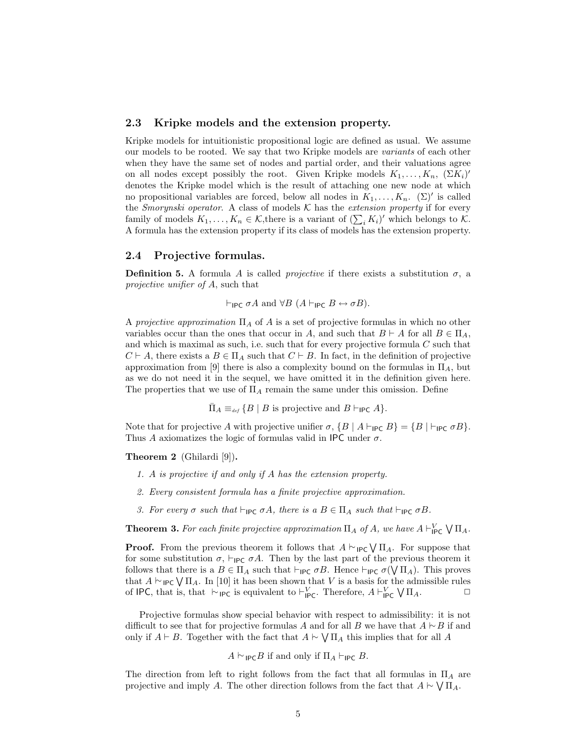### 2.3 Kripke models and the extension property.

Kripke models for intuitionistic propositional logic are defined as usual. We assume our models to be rooted. We say that two Kripke models are *variants* of each other when they have the same set of nodes and partial order, and their valuations agree on all nodes except possibly the root. Given Kripke models $K_1, \ldots, K_n$, $(\Sigma K_i)'$ denotes the Kripke model which is the result of attaching one new node at which no propositional variables are forced, below all nodes in $K_1, \ldots, K_n$. $(\Sigma)'$ is called the *Smorynski operator*. A class of models $\mathcal{K}$ has the *extension property* if for every family of models $K_1, \ldots, K_n \in \mathcal{K}$,there is a variant of $(\sum_i K_i)'$ which belongs to $\mathcal{K}$. A formula has the extension property if its class of models has the extension property.

### 2.4 Projective formulas.

**Definition 5.** A formula $A$ is called *projective* if there exists a substitution $\sigma$, a *projective unifier of* $A$, such that

$$\vdash_{\mathsf{IPC}} \sigma A \text{ and } \forall B \; (A \vdash_{\mathsf{IPC}} B \leftrightarrow \sigma B).$$

A *projective approximation* $\Pi_A$ of $A$ is a set of projective formulas in which no other variables occur than the ones that occur in $A$, and such that $B \vdash A$ for all $B \in \Pi_A$, and which is maximal as such, i.e. such that for every projective formula $C$ such that $C \vdash A$, there exists a $B \in \Pi_A$ such that $C \vdash B$. In fact, in the definition of projective approximation from [9] there is also a complexity bound on the formulas in $\Pi_A$, but as we do not need it in the sequel, we have omitted it in the definition given here. The properties that we use of $\Pi_A$ remain the same under this omission. Define

$$\bar{\Pi}_A \equiv_{def} \{B \mid B \text{ is projective and } B \vdash_{\mathsf{IPC}} A\}.$$

Note that for projective $A$ with projective unifier $\sigma$, $\{B \mid A \vdash_{\mathsf{IPC}} B\} = \{B \mid \vdash_{\mathsf{IPC}} \sigma B\}$. Thus $A$ axiomatizes the logic of formulas valid in $\mathsf{IPC}$ under $\sigma$.

**Theorem 2** (Ghilardi [9])**.**

1. *$A$ is projective if and only if $A$ has the extension property.*
2. *Every consistent formula has a finite projective approximation.*
3. *For every $\sigma$ such that $\vdash_{\mathsf{IPC}} \sigma A$, there is a $B \in \Pi_A$ such that $\vdash_{\mathsf{IPC}} \sigma B$.*

**Theorem 3.** *For each finite projective approximation $\Pi_A$ of $A$, we have $A \vdash^V_{\mathsf{IPC}} \bigvee \Pi_A$.*

**Proof.** From the previous theorem it follows that $A \mathrel{|\!\sim}_{\mathsf{IPC}} \bigvee \Pi_A$. For suppose that for some substitution $\sigma$, $\vdash_{\mathsf{IPC}} \sigma A$. Then by the last part of the previous theorem it follows that there is a $B \in \Pi_A$ such that $\vdash_{\mathsf{IPC}} \sigma B$. Hence $\vdash_{\mathsf{IPC}} \sigma(\bigvee \Pi_A)$. This proves that $A \mathrel{|\!\sim}_{\mathsf{IPC}} \bigvee \Pi_A$. In [10] it has been shown that $V$ is a basis for the admissible rules of $\mathsf{IPC}$, that is, that $\mathrel{|\!\sim}_{\mathsf{IPC}}$ is equivalent to $\vdash^V_{\mathsf{IPC}}$. Therefore, $A \vdash^V_{\mathsf{IPC}} \bigvee \Pi_A$. $\Box$

Projective formulas show special behavior with respect to admissibility: it is not difficult to see that for projective formulas $A$ and for all $B$ we have that $A \mathrel{|\!\sim} B$ if and only if $A \vdash B$. Together with the fact that $A \mathrel{|\!\sim} \bigvee \Pi_A$ this implies that for all $A$

$$A \mathrel{|\!\sim}_{\mathsf{IPC}} B \text{ if and only if } \Pi_A \vdash_{\mathsf{IPC}} B.$$

The direction from left to right follows from the fact that all formulas in $\Pi_A$ are projective and imply $A$. The other direction follows from the fact that $A \mathrel{|\!\sim} \bigvee \Pi_A$.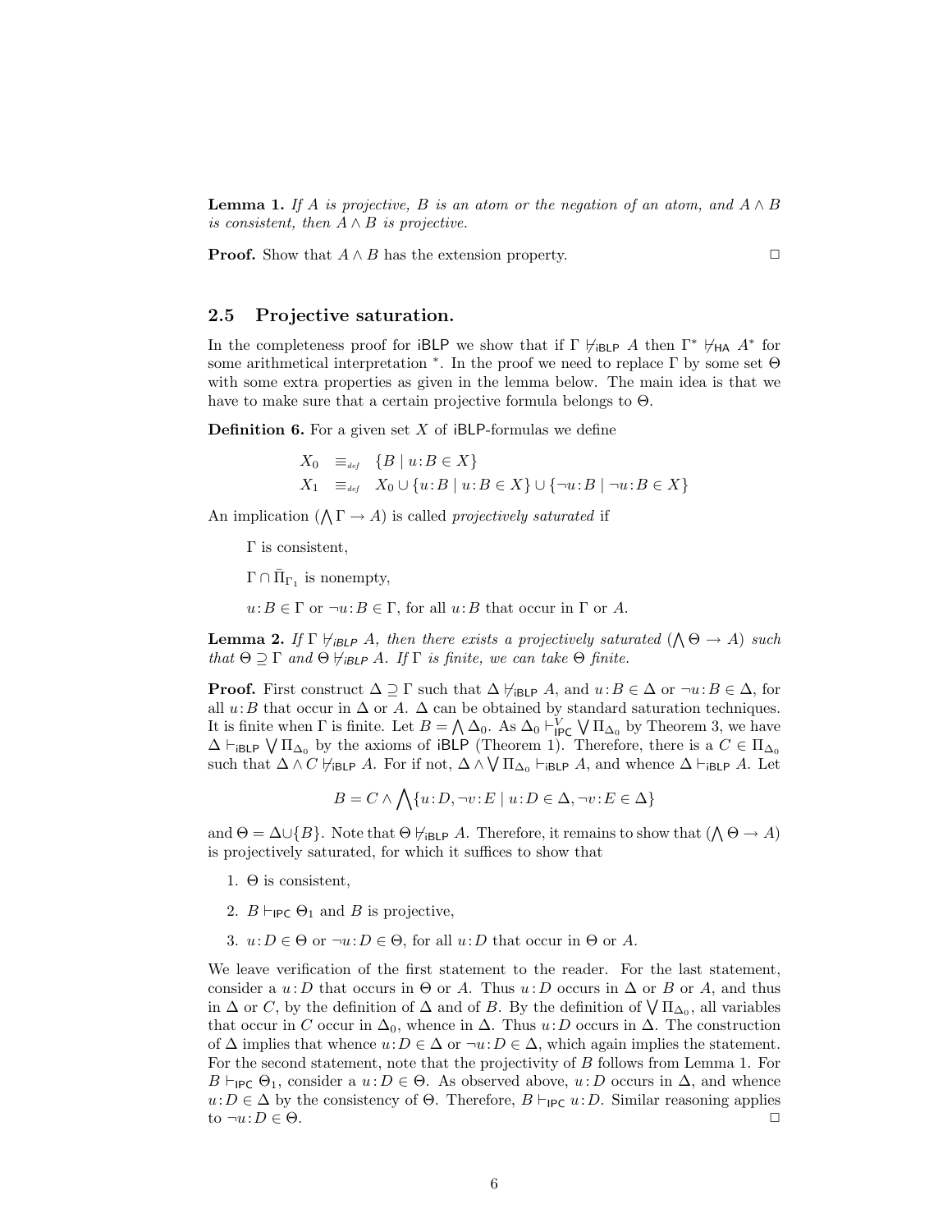**Lemma 1.** *If $A$ is projective, $B$ is an atom or the negation of an atom, and $A \wedge B$ is consistent, then $A \wedge B$ is projective.*

**Proof.** Show that $A \wedge B$ has the extension property. $\square$

### 2.5 Projective saturation.

In the completeness proof for iBLP we show that if $\Gamma \nvdash_{\mathsf{iBLP}} A$ then $\Gamma^* \nvdash_{\mathsf{HA}} A^*$ for some arithmetical interpretation $^*$. In the proof we need to replace $\Gamma$ by some set $\Theta$ with some extra properties as given in the lemma below. The main idea is that we have to make sure that a certain projective formula belongs to $\Theta$.

**Definition 6.** For a given set $X$ of iBLP-formulas we define

$$X_0 \equiv_{def} \{B \mid u{:}B \in X\}$$
$$X_1 \equiv_{def} X_0 \cup \{u{:}B \mid u{:}B \in X\} \cup \{\neg u{:}B \mid \neg u{:}B \in X\}$$

An implication $(\bigwedge \Gamma \to A)$ is called *projectively saturated* if

$\Gamma$ is consistent,

$\Gamma \cap \bar{\Pi}_{\Gamma_1}$ is nonempty,

$u{:}B \in \Gamma$ or $\neg u{:}B \in \Gamma$, for all $u{:}B$ that occur in $\Gamma$ or $A$.

**Lemma 2.** *If $\Gamma \nvdash_{iBLP} A$, then there exists a projectively saturated $(\bigwedge \Theta \to A)$ such that $\Theta \supseteq \Gamma$ and $\Theta \nvdash_{iBLP} A$. If $\Gamma$ is finite, we can take $\Theta$ finite.*

**Proof.** First construct $\Delta \supseteq \Gamma$ such that $\Delta \nvdash_{\mathsf{iBLP}} A$, and $u{:}B \in \Delta$ or $\neg u{:}B \in \Delta$, for all $u{:}B$ that occur in $\Delta$ or $A$. $\Delta$ can be obtained by standard saturation techniques. It is finite when $\Gamma$ is finite. Let $B = \bigwedge \Delta_0$. As $\Delta_0 \vdash^V_{\mathsf{IPC}} \bigvee \Pi_{\Delta_0}$ by Theorem 3, we have $\Delta \vdash_{\mathsf{iBLP}} \bigvee \Pi_{\Delta_0}$ by the axioms of iBLP (Theorem 1). Therefore, there is a $C \in \Pi_{\Delta_0}$ such that $\Delta \wedge C \nvdash_{\mathsf{iBLP}} A$. For if not, $\Delta \wedge \bigvee \Pi_{\Delta_0} \vdash_{\mathsf{iBLP}} A$, and whence $\Delta \vdash_{\mathsf{iBLP}} A$. Let

$$B = C \wedge \bigwedge \{u{:}D, \neg v{:}E \mid u{:}D \in \Delta, \neg v{:}E \in \Delta\}$$

and $\Theta = \Delta \cup \{B\}$. Note that $\Theta \nvdash_{\mathsf{iBLP}} A$. Therefore, it remains to show that $(\bigwedge \Theta \to A)$ is projectively saturated, for which it suffices to show that

1. $\Theta$ is consistent,
2. $B \vdash_{\mathsf{IPC}} \Theta_1$ and $B$ is projective,
3. $u{:}D \in \Theta$ or $\neg u{:}D \in \Theta$, for all $u{:}D$ that occur in $\Theta$ or $A$.

We leave verification of the first statement to the reader. For the last statement, consider a $u{:}D$ that occurs in $\Theta$ or $A$. Thus $u{:}D$ occurs in $\Delta$ or $B$ or $A$, and thus in $\Delta$ or $C$, by the definition of $\Delta$ and of $B$. By the definition of $\bigvee \Pi_{\Delta_0}$, all variables that occur in $C$ occur in $\Delta_0$, whence in $\Delta$. Thus $u{:}D$ occurs in $\Delta$. The construction of $\Delta$ implies that whence $u{:}D \in \Delta$ or $\neg u{:}D \in \Delta$, which again implies the statement. For the second statement, note that the projectivity of $B$ follows from Lemma 1. For $B \vdash_{\mathsf{IPC}} \Theta_1$, consider a $u{:}D \in \Theta$. As observed above, $u{:}D$ occurs in $\Delta$, and whence $u{:}D \in \Delta$ by the consistency of $\Theta$. Therefore, $B \vdash_{\mathsf{IPC}} u{:}D$. Similar reasoning applies to $\neg u{:}D \in \Theta$. $\square$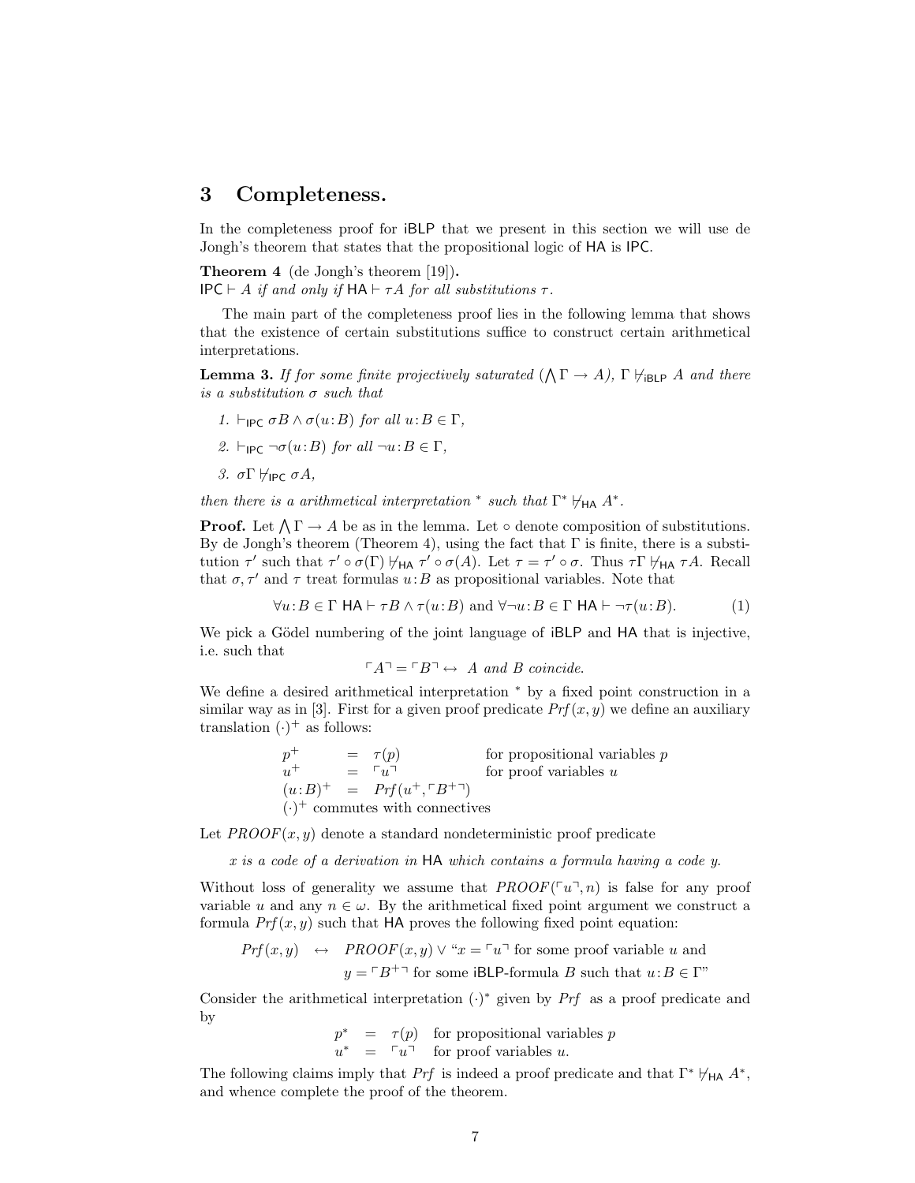## 3 Completeness.

In the completeness proof for iBLP that we present in this section we will use de Jongh's theorem that states that the propositional logic of HA is IPC.

**Theorem 4** (de Jongh's theorem [19]).
*$\mathsf{IPC} \vdash A$ if and only if $\mathsf{HA} \vdash \tau A$ for all substitutions $\tau$.*

The main part of the completeness proof lies in the following lemma that shows that the existence of certain substitutions suffice to construct certain arithmetical interpretations.

**Lemma 3.** *If for some finite projectively saturated $(\bigwedge \Gamma \to A)$, $\Gamma \nvdash_{\mathsf{iBLP}} A$ and there is a substitution $\sigma$ such that*

1. *$\vdash_{\mathsf{IPC}} \sigma B \wedge \sigma(u\!:\!B)$ for all $u\!:\!B \in \Gamma$,*
2. *$\vdash_{\mathsf{IPC}} \neg\sigma(u\!:\!B)$ for all $\neg u\!:\!B \in \Gamma$,*
3. *$\sigma\Gamma \nvdash_{\mathsf{IPC}} \sigma A$,*

*then there is a arithmetical interpretation $^*$ such that $\Gamma^* \nvdash_{\mathsf{HA}} A^*$.*

**Proof.** Let $\bigwedge \Gamma \to A$ be as in the lemma. Let $\circ$ denote composition of substitutions. By de Jongh's theorem (Theorem 4), using the fact that $\Gamma$ is finite, there is a substitution $\tau'$ such that $\tau' \circ \sigma(\Gamma) \nvdash_{\mathsf{HA}} \tau' \circ \sigma(A)$. Let $\tau = \tau' \circ \sigma$. Thus $\tau\Gamma \nvdash_{\mathsf{HA}} \tau A$. Recall that $\sigma, \tau'$ and $\tau$ treat formulas $u\!:\!B$ as propositional variables. Note that

$$\forall u\!:\!B \in \Gamma \ \mathsf{HA} \vdash \tau B \wedge \tau(u\!:\!B) \text{ and } \forall \neg u\!:\!B \in \Gamma \ \mathsf{HA} \vdash \neg\tau(u\!:\!B). \tag{1}$$

We pick a Gödel numbering of the joint language of iBLP and HA that is injective, i.e. such that

$$\ulcorner A \urcorner = \ulcorner B \urcorner \leftrightarrow \ A \text{ and } B \text{ coincide}.$$

We define a desired arithmetical interpretation $^*$ by a fixed point construction in a similar way as in [3]. First for a given proof predicate $\mathit{Prf}(x, y)$ we define an auxiliary translation $(\cdot)^+$ as follows:

$$\begin{array}{llll} p^+ & = & \tau(p) & \text{for propositional variables } p \\ u^+ & = & \ulcorner u \urcorner & \text{for proof variables } u \\ (u\!:\!B)^+ & = & \mathit{Prf}(u^+, \ulcorner B^+ \urcorner) & \\ \multicolumn{4}{l}{(\cdot)^+ \text{ commutes with connectives}} \end{array}$$

Let $\mathit{PROOF}(x, y)$ denote a standard nondeterministic proof predicate

*$x$ is a code of a derivation in* HA *which contains a formula having a code $y$.*

Without loss of generality we assume that $\mathit{PROOF}(\ulcorner u \urcorner, n)$ is false for any proof variable $u$ and any $n \in \omega$. By the arithmetical fixed point argument we construct a formula $\mathit{Prf}(x, y)$ such that HA proves the following fixed point equation:

$$\begin{array}{rcl} \mathit{Prf}(x, y) & \leftrightarrow & \mathit{PROOF}(x, y) \vee \text{"}x = \ulcorner u \urcorner \text{ for some proof variable } u \text{ and} \\ & & y = \ulcorner B^+ \urcorner \text{ for some iBLP-formula } B \text{ such that } u\!:\!B \in \Gamma\text{"} \end{array}$$

Consider the arithmetical interpretation $(\cdot)^*$ given by $\mathit{Prf}$ as a proof predicate and by

$$\begin{array}{llll} p^* & = & \tau(p) & \text{for propositional variables } p \\ u^* & = & \ulcorner u \urcorner & \text{for proof variables } u. \end{array}$$

The following claims imply that $\mathit{Prf}$ is indeed a proof predicate and that $\Gamma^* \nvdash_{\mathsf{HA}} A^*$, and whence complete the proof of the theorem.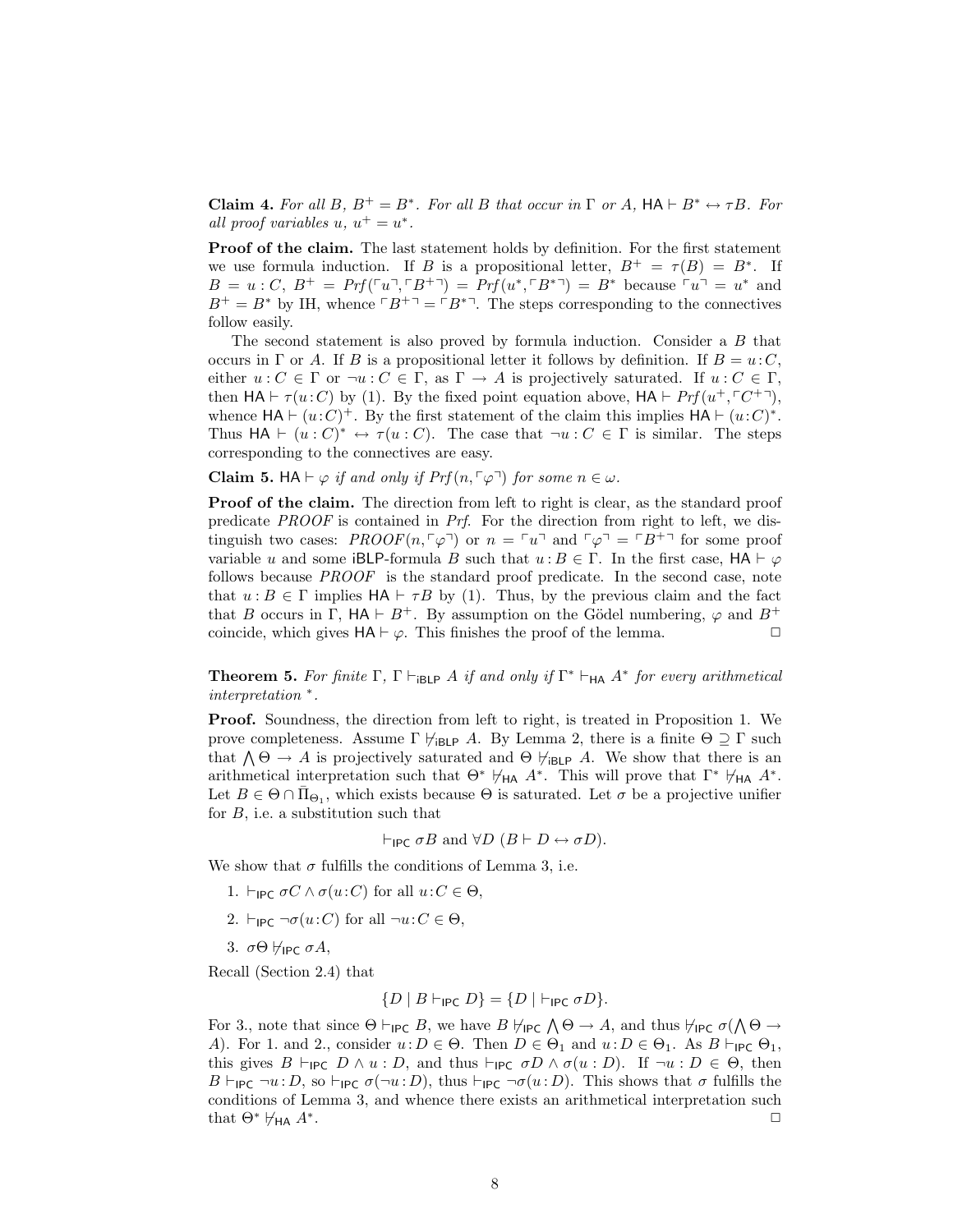**Claim 4.** *For all $B$, $B^+ = B^*$. For all $B$ that occur in $\Gamma$ or $A$, $\mathsf{HA} \vdash B^* \leftrightarrow \tau B$. For all proof variables $u$, $u^+ = u^*$.*

**Proof of the claim.** The last statement holds by definition. For the first statement we use formula induction. If $B$ is a propositional letter, $B^+ = \tau(B) = B^*$. If $B = u : C$, $B^+ = \mathit{Prf}(\ulcorner u \urcorner, \ulcorner B^+ \urcorner) = \mathit{Prf}(u^*, \ulcorner B^* \urcorner) = B^*$ because $\ulcorner u \urcorner = u^*$ and $B^+ = B^*$ by IH, whence $\ulcorner B^+ \urcorner = \ulcorner B^* \urcorner$. The steps corresponding to the connectives follow easily.

The second statement is also proved by formula induction. Consider a $B$ that occurs in $\Gamma$ or $A$. If $B$ is a propositional letter it follows by definition. If $B = u : C$, either $u : C \in \Gamma$ or $\neg u : C \in \Gamma$, as $\Gamma \to A$ is projectively saturated. If $u : C \in \Gamma$, then $\mathsf{HA} \vdash \tau(u : C)$ by (1). By the fixed point equation above, $\mathsf{HA} \vdash \mathit{Prf}(u^+, \ulcorner C^+ \urcorner)$, whence $\mathsf{HA} \vdash (u : C)^+$. By the first statement of the claim this implies $\mathsf{HA} \vdash (u : C)^*$. Thus $\mathsf{HA} \vdash (u : C)^* \leftrightarrow \tau(u : C)$. The case that $\neg u : C \in \Gamma$ is similar. The steps corresponding to the connectives are easy.

**Claim 5.** *$\mathsf{HA} \vdash \varphi$ if and only if $\mathit{Prf}(n, \ulcorner \varphi \urcorner)$ for some $n \in \omega$.*

**Proof of the claim.** The direction from left to right is clear, as the standard proof predicate $\mathit{PROOF}$ is contained in $\mathit{Prf}$. For the direction from right to left, we distinguish two cases: $\mathit{PROOF}(n, \ulcorner \varphi \urcorner)$ or $n = \ulcorner u \urcorner$ and $\ulcorner \varphi \urcorner = \ulcorner B^+ \urcorner$ for some proof variable $u$ and some iBLP-formula $B$ such that $u : B \in \Gamma$. In the first case, $\mathsf{HA} \vdash \varphi$ follows because $\mathit{PROOF}$ is the standard proof predicate. In the second case, note that $u : B \in \Gamma$ implies $\mathsf{HA} \vdash \tau B$ by (1). Thus, by the previous claim and the fact that $B$ occurs in $\Gamma$, $\mathsf{HA} \vdash B^+$. By assumption on the Gödel numbering, $\varphi$ and $B^+$ coincide, which gives $\mathsf{HA} \vdash \varphi$. This finishes the proof of the lemma. $\square$

**Theorem 5.** *For finite $\Gamma$, $\Gamma \vdash_{\mathsf{iBLP}} A$ if and only if $\Gamma^* \vdash_{\mathsf{HA}} A^*$ for every arithmetical interpretation $^*$.*

**Proof.** Soundness, the direction from left to right, is treated in Proposition 1. We prove completeness. Assume $\Gamma \nvdash_{\mathsf{iBLP}} A$. By Lemma 2, there is a finite $\Theta \supseteq \Gamma$ such that $\bigwedge \Theta \to A$ is projectively saturated and $\Theta \nvdash_{\mathsf{iBLP}} A$. We show that there is an arithmetical interpretation such that $\Theta^* \nvdash_{\mathsf{HA}} A^*$. This will prove that $\Gamma^* \nvdash_{\mathsf{HA}} A^*$. Let $B \in \Theta \cap \bar{\Pi}_{\Theta_1}$, which exists because $\Theta$ is saturated. Let $\sigma$ be a projective unifier for $B$, i.e. a substitution such that

$$\vdash_{\mathsf{IPC}} \sigma B \text{ and } \forall D \; (B \vdash D \leftrightarrow \sigma D).$$

We show that $\sigma$ fulfills the conditions of Lemma 3, i.e.

1. $\vdash_{\mathsf{IPC}} \sigma C \wedge \sigma(u : C)$ for all $u : C \in \Theta$,
2. $\vdash_{\mathsf{IPC}} \neg \sigma(u : C)$ for all $\neg u : C \in \Theta$,
3. $\sigma \Theta \nvdash_{\mathsf{IPC}} \sigma A$,

Recall (Section 2.4) that

$$\{D \mid B \vdash_{\mathsf{IPC}} D\} = \{D \mid \vdash_{\mathsf{IPC}} \sigma D\}.$$

For 3., note that since $\Theta \vdash_{\mathsf{IPC}} B$, we have $B \nvdash_{\mathsf{IPC}} \bigwedge \Theta \to A$, and thus $\nvdash_{\mathsf{IPC}} \sigma(\bigwedge \Theta \to A)$. For 1. and 2., consider $u : D \in \Theta$. Then $D \in \Theta_1$ and $u : D \in \Theta_1$. As $B \vdash_{\mathsf{IPC}} \Theta_1$, this gives $B \vdash_{\mathsf{IPC}} D \wedge u : D$, and thus $\vdash_{\mathsf{IPC}} \sigma D \wedge \sigma(u : D)$. If $\neg u : D \in \Theta$, then $B \vdash_{\mathsf{IPC}} \neg u : D$, so $\vdash_{\mathsf{IPC}} \sigma(\neg u : D)$, thus $\vdash_{\mathsf{IPC}} \neg \sigma(u : D)$. This shows that $\sigma$ fulfills the conditions of Lemma 3, and whence there exists an arithmetical interpretation such that $\Theta^* \nvdash_{\mathsf{HA}} A^*$. $\square$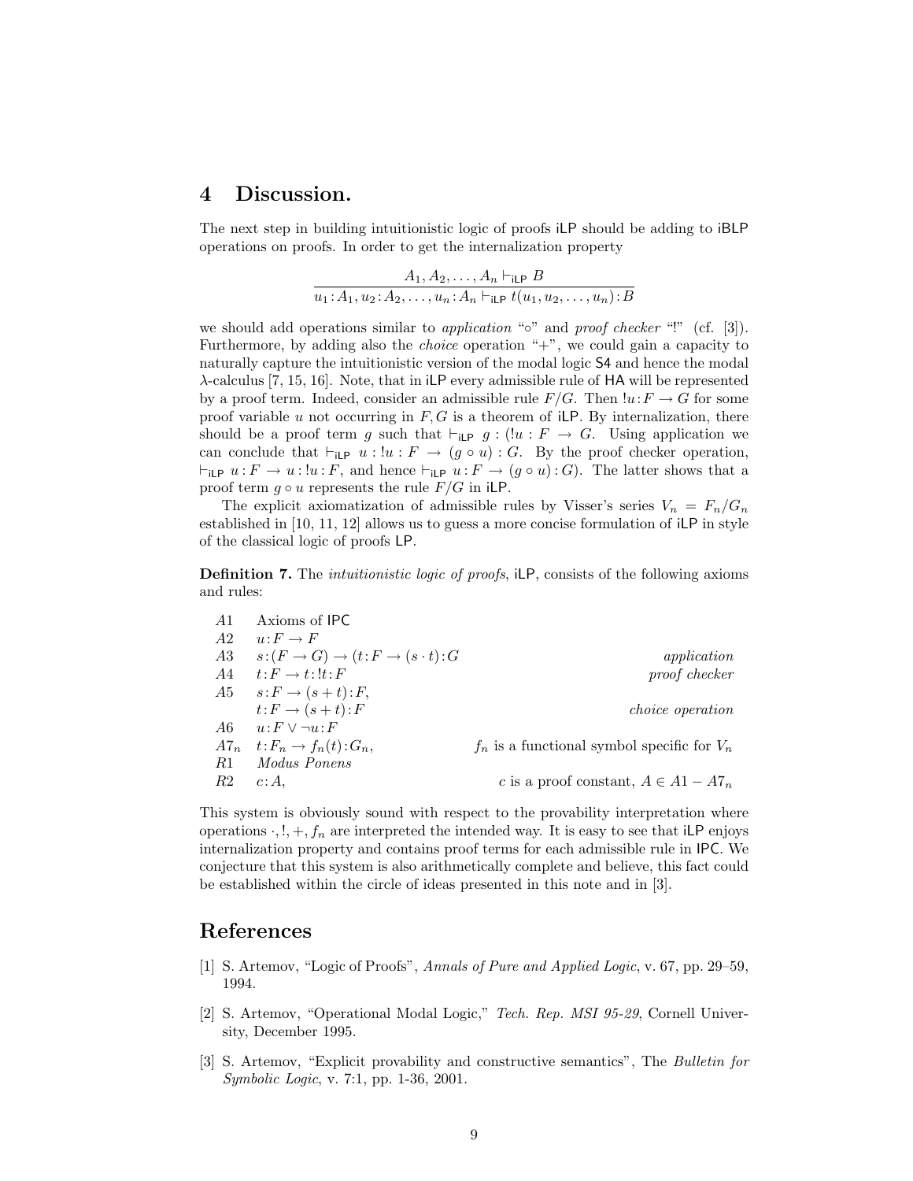## 4 Discussion.

The next step in building intuitionistic logic of proofs iLP should be adding to iBLP operations on proofs. In order to get the internalization property

$$\frac{A_1, A_2, \ldots, A_n \vdash_{\mathsf{iLP}} B}{u_1\!:\!A_1, u_2\!:\!A_2, \ldots, u_n\!:\!A_n \vdash_{\mathsf{iLP}} t(u_1, u_2, \ldots, u_n)\!:\!B}$$

we should add operations similar to *application* "$\circ$" and *proof checker* "!" (cf. [3]). Furthermore, by adding also the *choice* operation "+", we could gain a capacity to naturally capture the intuitionistic version of the modal logic S4 and hence the modal $\lambda$-calculus [7, 15, 16]. Note, that in iLP every admissible rule of HA will be represented by a proof term. Indeed, consider an admissible rule $F/G$. Then $!u\!:\!F \to G$ for some proof variable $u$ not occurring in $F, G$ is a theorem of iLP. By internalization, there should be a proof term $g$ such that $\vdash_{\mathsf{iLP}} g : (!u : F \to G$. Using application we can conclude that $\vdash_{\mathsf{iLP}} u : !u : F \to (g \circ u) : G$. By the proof checker operation, $\vdash_{\mathsf{iLP}} u\!:\!F \to u\!:\!!u\!:\!F$, and hence $\vdash_{\mathsf{iLP}} u\!:\!F \to (g \circ u)\!:\!G$). The latter shows that a proof term $g \circ u$ represents the rule $F/G$ in iLP.

The explicit axiomatization of admissible rules by Visser's series $V_n = F_n/G_n$ established in [10, 11, 12] allows us to guess a more concise formulation of iLP in style of the classical logic of proofs LP.

**Definition 7.** The *intuitionistic logic of proofs*, iLP, consists of the following axioms and rules:

| | | |
|---|---|---|
| $A1$ | Axioms of IPC | |
| $A2$ | $u\!:\!F \to F$ | |
| $A3$ | $s\!:\!(F \to G) \to (t\!:\!F \to (s \cdot t)\!:\!G$ | *application* |
| $A4$ | $t\!:\!F \to t\!:\!!t\!:\!F$ | *proof checker* |
| $A5$ | $s\!:\!F \to (s+t)\!:\!F$, $t\!:\!F \to (s+t)\!:\!F$ | *choice operation* |
| $A6$ | $u\!:\!F \vee \neg u\!:\!F$ | |
| $A7_n$ | $t\!:\!F_n \to f_n(t)\!:\!G_n$, | $f_n$ is a functional symbol specific for $V_n$ |
| $R1$ | *Modus Ponens* | |
| $R2$ | $c\!:\!A$, | $c$ is a proof constant, $A \in A1 - A7_n$ |

This system is obviously sound with respect to the provability interpretation where operations $\cdot, !, +, f_n$ are interpreted the intended way. It is easy to see that iLP enjoys internalization property and contains proof terms for each admissible rule in IPC. We conjecture that this system is also arithmetically complete and believe, this fact could be established within the circle of ideas presented in this note and in [3].

## References

[1] S. Artemov, "Logic of Proofs", *Annals of Pure and Applied Logic*, v. 67, pp. 29–59, 1994.

[2] S. Artemov, "Operational Modal Logic," *Tech. Rep. MSI 95-29*, Cornell University, December 1995.

[3] S. Artemov, "Explicit provability and constructive semantics", The *Bulletin for Symbolic Logic*, v. 7:1, pp. 1-36, 2001.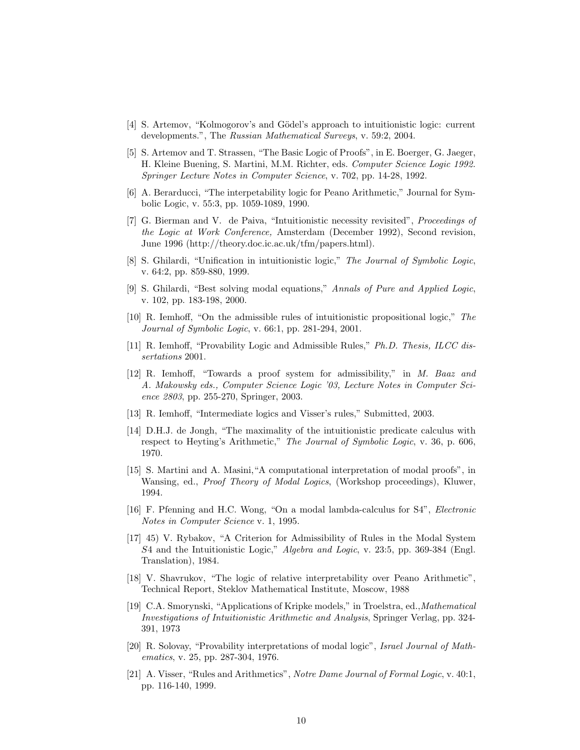[4] S. Artemov, “Kolmogorov's and Gödel's approach to intuitionistic logic: current developments.”, The *Russian Mathematical Surveys*, v. 59:2, 2004.

[5] S. Artemov and T. Strassen, “The Basic Logic of Proofs”, in E. Boerger, G. Jaeger, H. Kleine Buening, S. Martini, M.M. Richter, eds. *Computer Science Logic 1992. Springer Lecture Notes in Computer Science*, v. 702, pp. 14-28, 1992.

[6] A. Berarducci, “The interpetability logic for Peano Arithmetic,” Journal for Symbolic Logic, v. 55:3, pp. 1059-1089, 1990.

[7] G. Bierman and V. de Paiva, “Intuitionistic necessity revisited”, *Proceedings of the Logic at Work Conference,* Amsterdam (December 1992), Second revision, June 1996 (http://theory.doc.ic.ac.uk/tfm/papers.html).

[8] S. Ghilardi, “Unification in intuitionistic logic,” *The Journal of Symbolic Logic*, v. 64:2, pp. 859-880, 1999.

[9] S. Ghilardi, “Best solving modal equations,” *Annals of Pure and Applied Logic*, v. 102, pp. 183-198, 2000.

[10] R. Iemhoff, “On the admissible rules of intuitionistic propositional logic,” *The Journal of Symbolic Logic*, v. 66:1, pp. 281-294, 2001.

[11] R. Iemhoff, “Provability Logic and Admissible Rules,” *Ph.D. Thesis, ILCC dissertations* 2001.

[12] R. Iemhoff, “Towards a proof system for admissibility,” in *M. Baaz and A. Makowsky eds., Computer Science Logic '03, Lecture Notes in Computer Science 2803*, pp. 255-270, Springer, 2003.

[13] R. Iemhoff, “Intermediate logics and Visser's rules,” Submitted, 2003.

[14] D.H.J. de Jongh, “The maximality of the intuitionistic predicate calculus with respect to Heyting's Arithmetic,” *The Journal of Symbolic Logic*, v. 36, p. 606, 1970.

[15] S. Martini and A. Masini,“A computational interpretation of modal proofs”, in Wansing, ed., *Proof Theory of Modal Logics*, (Workshop proceedings), Kluwer, 1994.

[16] F. Pfenning and H.C. Wong, “On a modal lambda-calculus for S4”, *Electronic Notes in Computer Science* v. 1, 1995.

[17] 45) V. Rybakov, “A Criterion for Admissibility of Rules in the Modal System *S4* and the Intuitionistic Logic,” *Algebra and Logic*, v. 23:5, pp. 369-384 (Engl. Translation), 1984.

[18] V. Shavrukov, “The logic of relative interpretability over Peano Arithmetic”, Technical Report, Steklov Mathematical Institute, Moscow, 1988

[19] C.A. Smorynski, “Applications of Kripke models,” in Troelstra, ed.,*Mathematical Investigations of Intuitionistic Arithmetic and Analysis*, Springer Verlag, pp. 324-391, 1973

[20] R. Solovay, “Provability interpretations of modal logic”, *Israel Journal of Mathematics*, v. 25, pp. 287-304, 1976.

[21] A. Visser, “Rules and Arithmetics”, *Notre Dame Journal of Formal Logic*, v. 40:1, pp. 116-140, 1999.